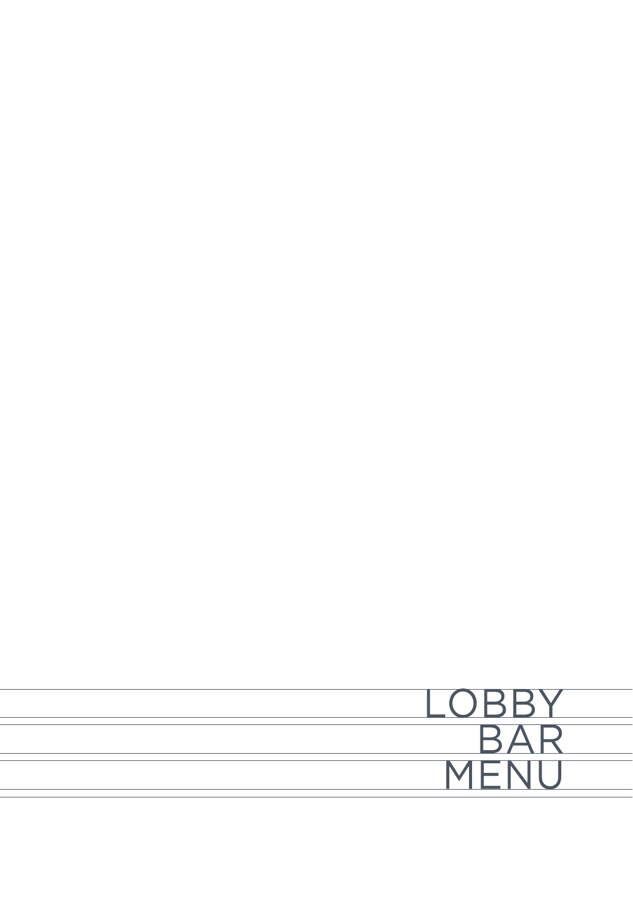# LOBBY BAR MENU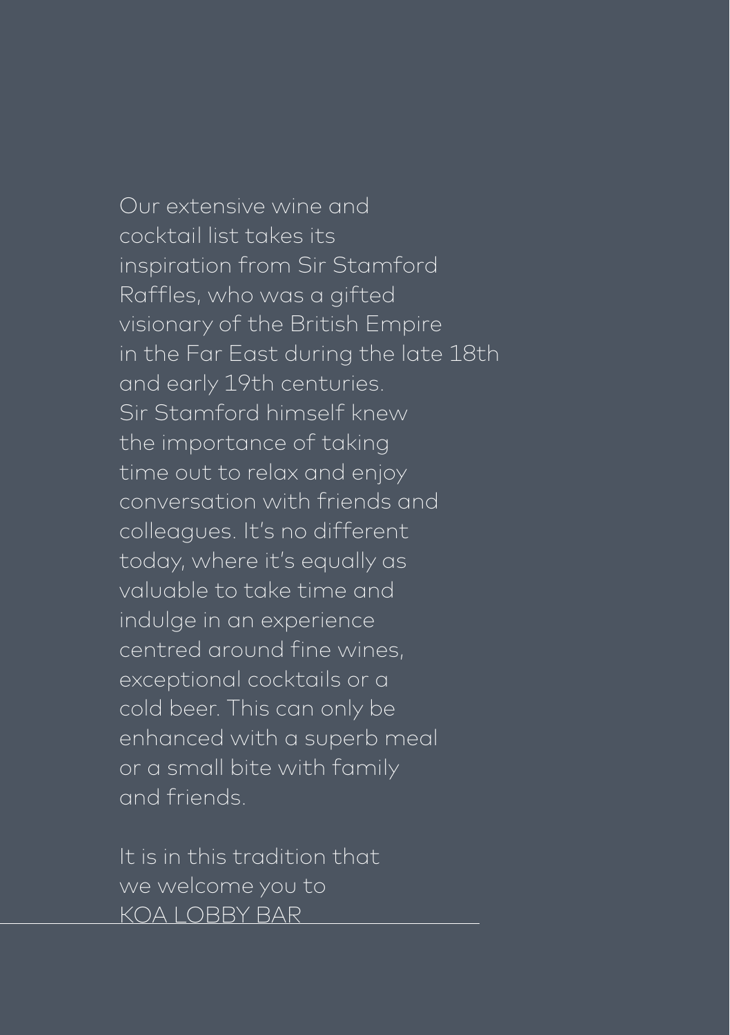Our extensive wine and cocktail list takes its inspiration from Sir Stamford Raffles, who was a gifted visionary of the British Empire in the Far East during the late 18th and early 19th centuries. Sir Stamford himself knew the importance of taking time out to relax and enjoy conversation with friends and colleagues. It's no different today, where it's equally as valuable to take time and indulge in an experience centred around fine wines, exceptional cocktails or a cold beer. This can only be enhanced with a superb meal or a small bite with family and friends.

It is in this tradition that we welcome you to KOA LOBBY BAR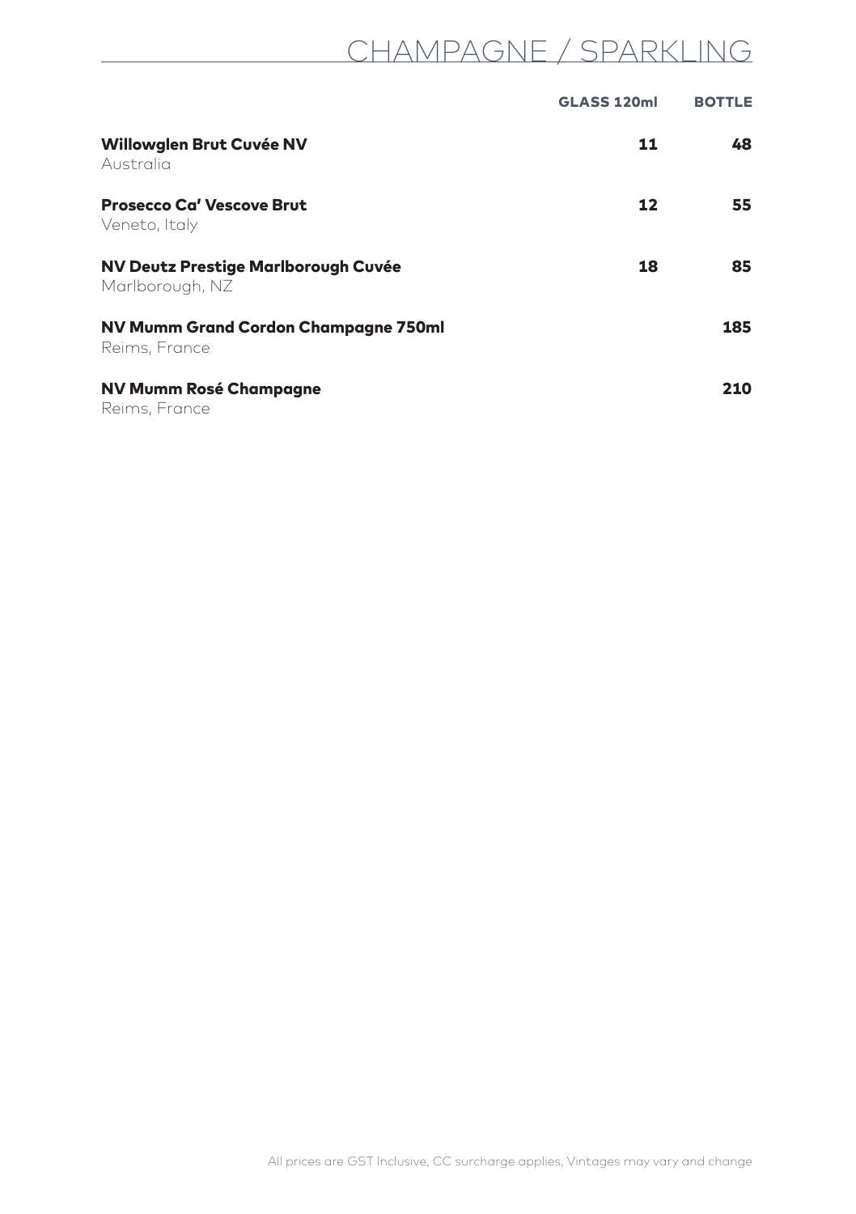# CHAMPAGNE / SPARKLING

| | GLASS 120ml | BOTTLE |
|---|---|---|
| **Willowglen Brut Cuvée NV**<br>Australia | 11 | 48 |
| **Prosecco Ca' Vescove Brut**<br>Veneto, Italy | 12 | 55 |
| **NV Deutz Prestige Marlborough Cuvée**<br>Marlborough, NZ | 18 | 85 |
| **NV Mumm Grand Cordon Champagne 750ml**<br>Reims, France | | 185 |
| **NV Mumm Rosé Champagne**<br>Reims, France | | 210 |

All prices are GST Inclusive, CC surcharge applies, Vintages may vary and change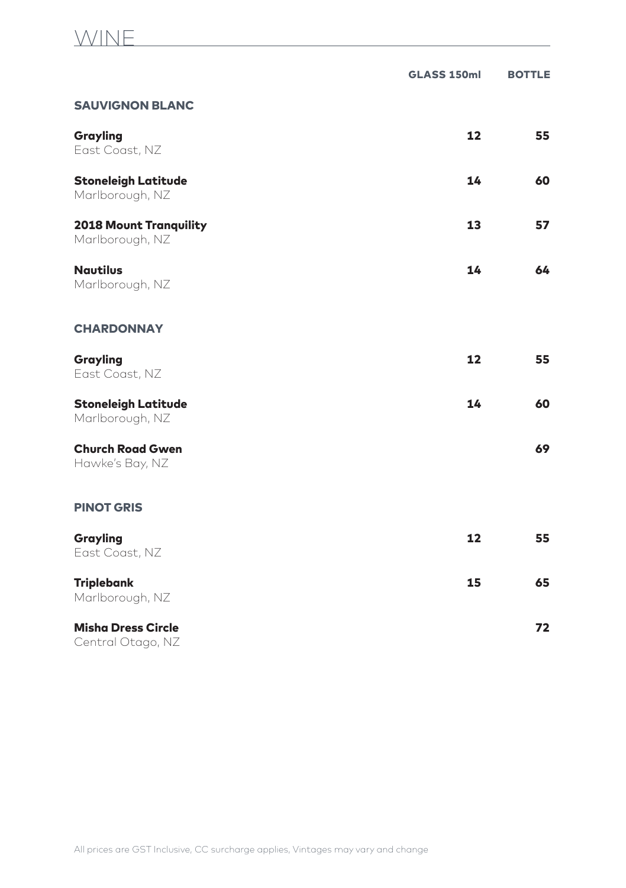# WINE

| | GLASS 150ml | BOTTLE |
|---|---|---|
| **SAUVIGNON BLANC** | | |
| **Grayling**<br>East Coast, NZ | **12** | **55** |
| **Stoneleigh Latitude**<br>Marlborough, NZ | **14** | **60** |
| **2018 Mount Tranquility**<br>Marlborough, NZ | **13** | **57** |
| **Nautilus**<br>Marlborough, NZ | **14** | **64** |
| **CHARDONNAY** | | |
| **Grayling**<br>East Coast, NZ | **12** | **55** |
| **Stoneleigh Latitude**<br>Marlborough, NZ | **14** | **60** |
| **Church Road Gwen**<br>Hawke's Bay, NZ | | **69** |
| **PINOT GRIS** | | |
| **Grayling**<br>East Coast, NZ | **12** | **55** |
| **Triplebank**<br>Marlborough, NZ | **15** | **65** |
| **Misha Dress Circle**<br>Central Otago, NZ | | **72** |

All prices are GST Inclusive, CC surcharge applies, Vintages may vary and change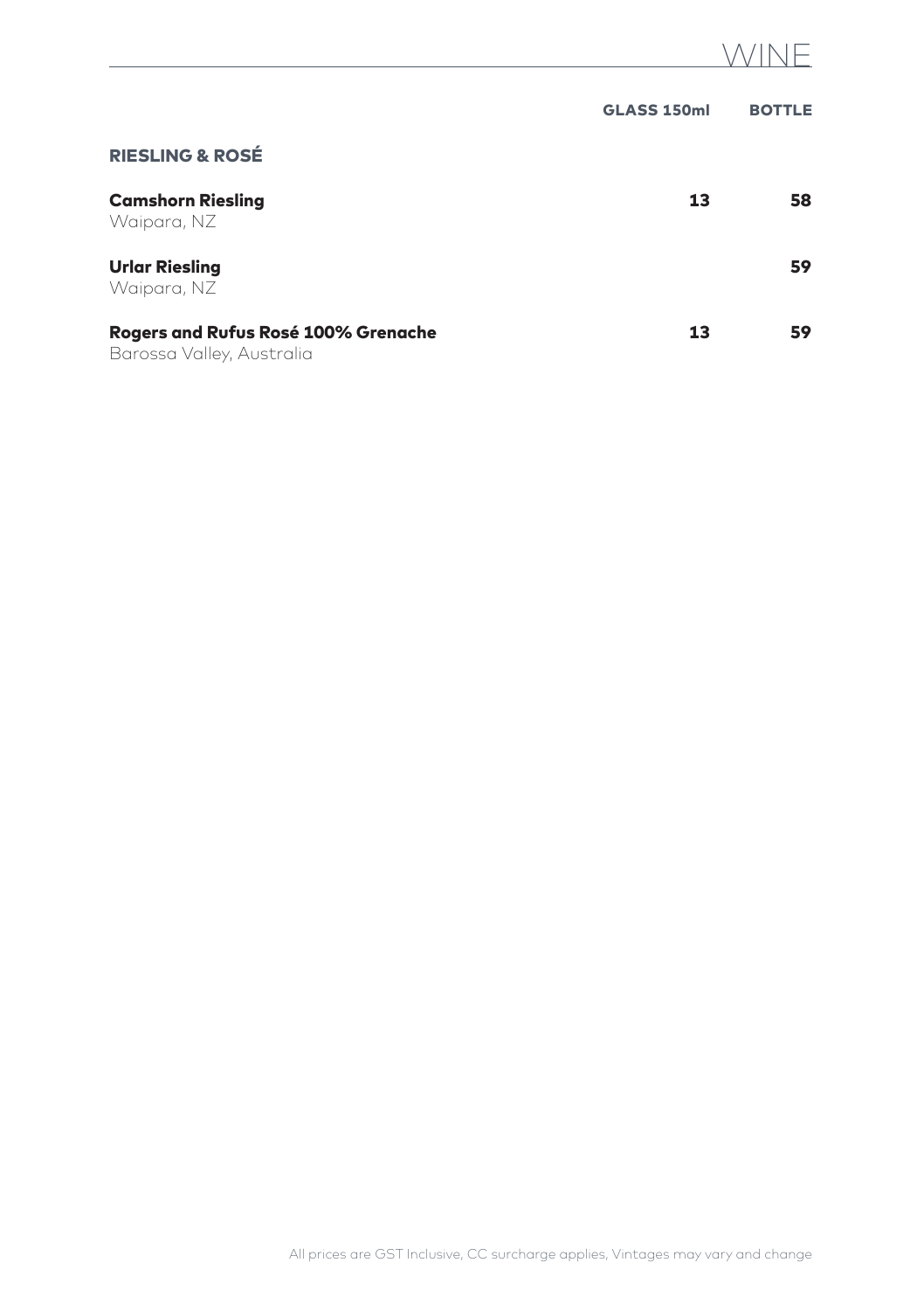# WINE

| | GLASS 150ml | BOTTLE |
|---|---|---|
| **RIESLING & ROSÉ** | | |
| **Camshorn Riesling**<br>Waipara, NZ | 13 | 58 |
| **Urlar Riesling**<br>Waipara, NZ | | 59 |
| **Rogers and Rufus Rosé 100% Grenache**<br>Barossa Valley, Australia | 13 | 59 |

All prices are GST Inclusive, CC surcharge applies, Vintages may vary and change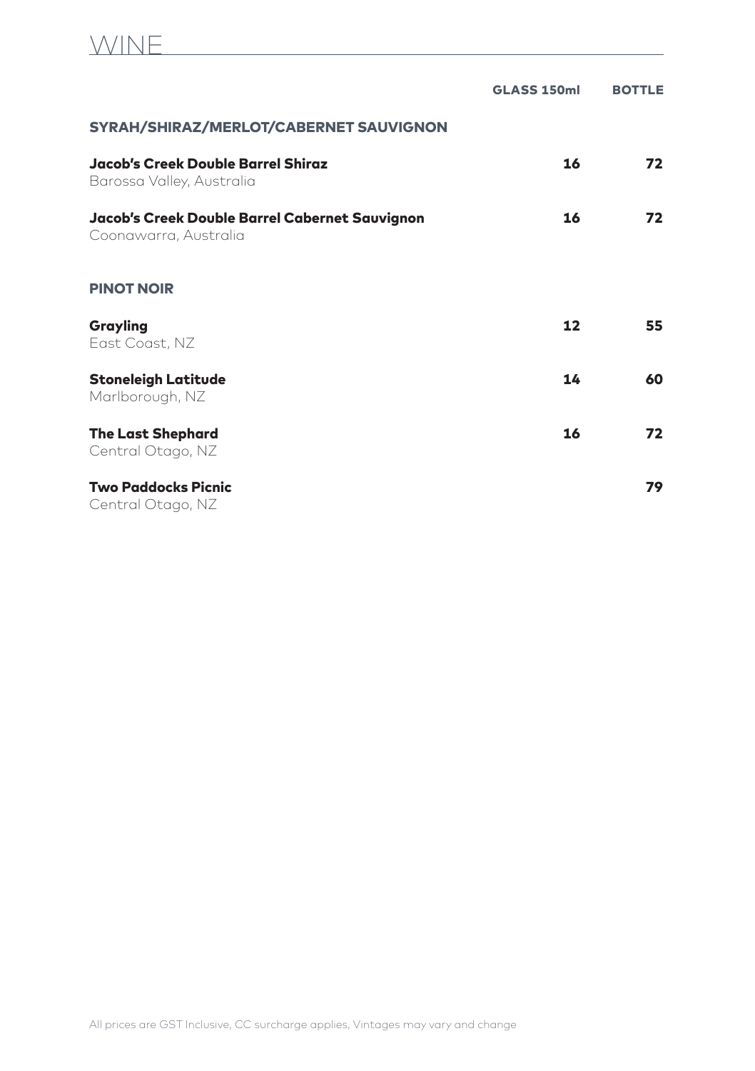# WINE

| | GLASS 150ml | BOTTLE |
|---|---|---|
| **SYRAH/SHIRAZ/MERLOT/CABERNET SAUVIGNON** | | |
| **Jacob's Creek Double Barrel Shiraz**<br>Barossa Valley, Australia | 16 | 72 |
| **Jacob's Creek Double Barrel Cabernet Sauvignon**<br>Coonawarra, Australia | 16 | 72 |
| **PINOT NOIR** | | |
| **Grayling**<br>East Coast, NZ | 12 | 55 |
| **Stoneleigh Latitude**<br>Marlborough, NZ | 14 | 60 |
| **The Last Shephard**<br>Central Otago, NZ | 16 | 72 |
| **Two Paddocks Picnic**<br>Central Otago, NZ | | 79 |

All prices are GST Inclusive, CC surcharge applies, Vintages may vary and change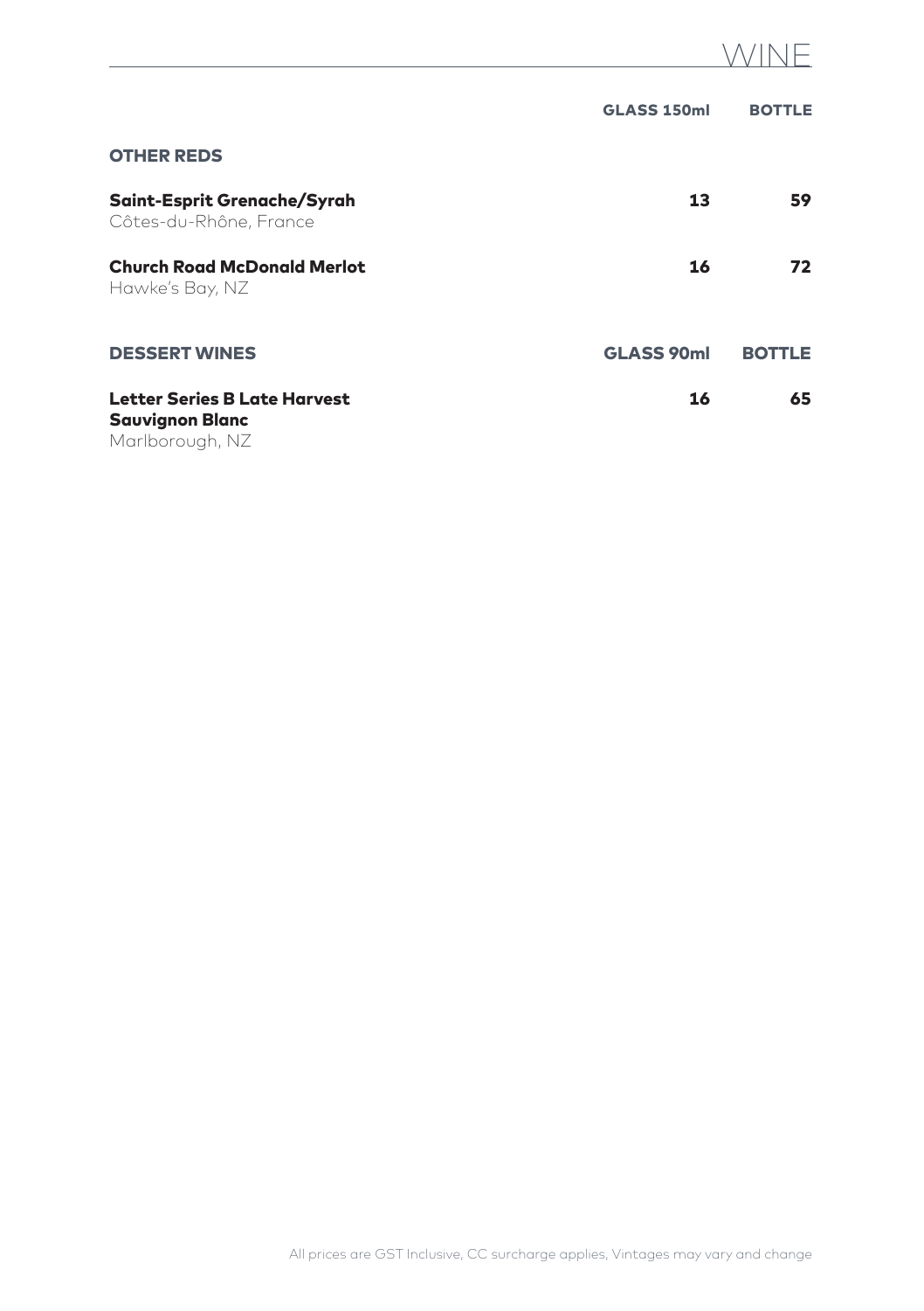# WINE

| | GLASS 150ml | BOTTLE |
|---|---|---|
| **OTHER REDS** | | |
| **Saint-Esprit Grenache/Syrah**<br>Côtes-du-Rhône, France | **13** | **59** |
| **Church Road McDonald Merlot**<br>Hawke's Bay, NZ | **16** | **72** |
| **DESSERT WINES** | **GLASS 90ml** | **BOTTLE** |
| **Letter Series B Late Harvest Sauvignon Blanc**<br>Marlborough, NZ | **16** | **65** |

All prices are GST Inclusive, CC surcharge applies, Vintages may vary and change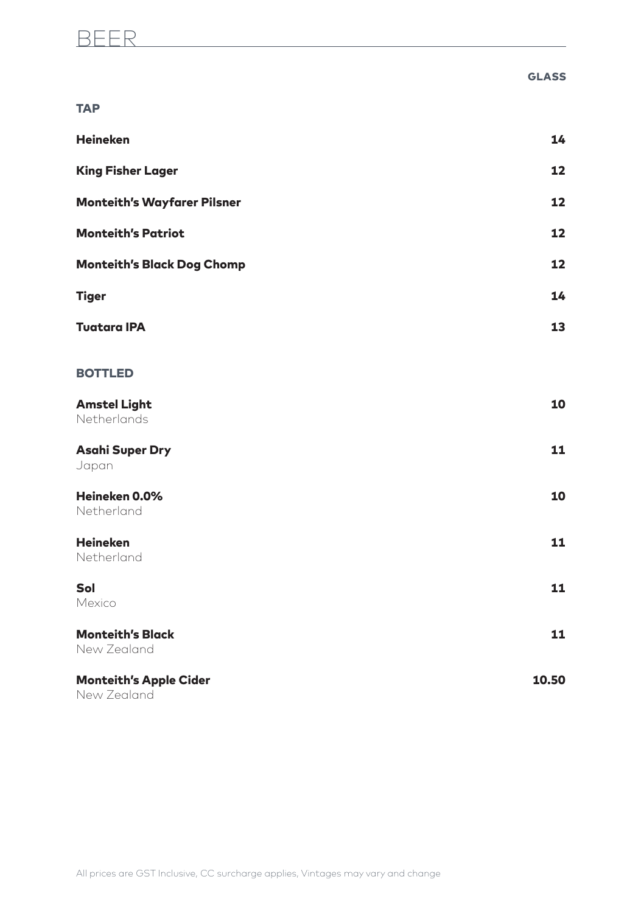# BEER

| | GLASS |
|---|---|
| **TAP** | |
| **Heineken** | 14 |
| **King Fisher Lager** | 12 |
| **Monteith's Wayfarer Pilsner** | 12 |
| **Monteith's Patriot** | 12 |
| **Monteith's Black Dog Chomp** | 12 |
| **Tiger** | 14 |
| **Tuatara IPA** | 13 |
| **BOTTLED** | |
| **Amstel Light**<br>Netherlands | 10 |
| **Asahi Super Dry**<br>Japan | 11 |
| **Heineken 0.0%**<br>Netherland | 10 |
| **Heineken**<br>Netherland | 11 |
| **Sol**<br>Mexico | 11 |
| **Monteith's Black**<br>New Zealand | 11 |
| **Monteith's Apple Cider**<br>New Zealand | 10.50 |

All prices are GST Inclusive, CC surcharge applies, Vintages may vary and change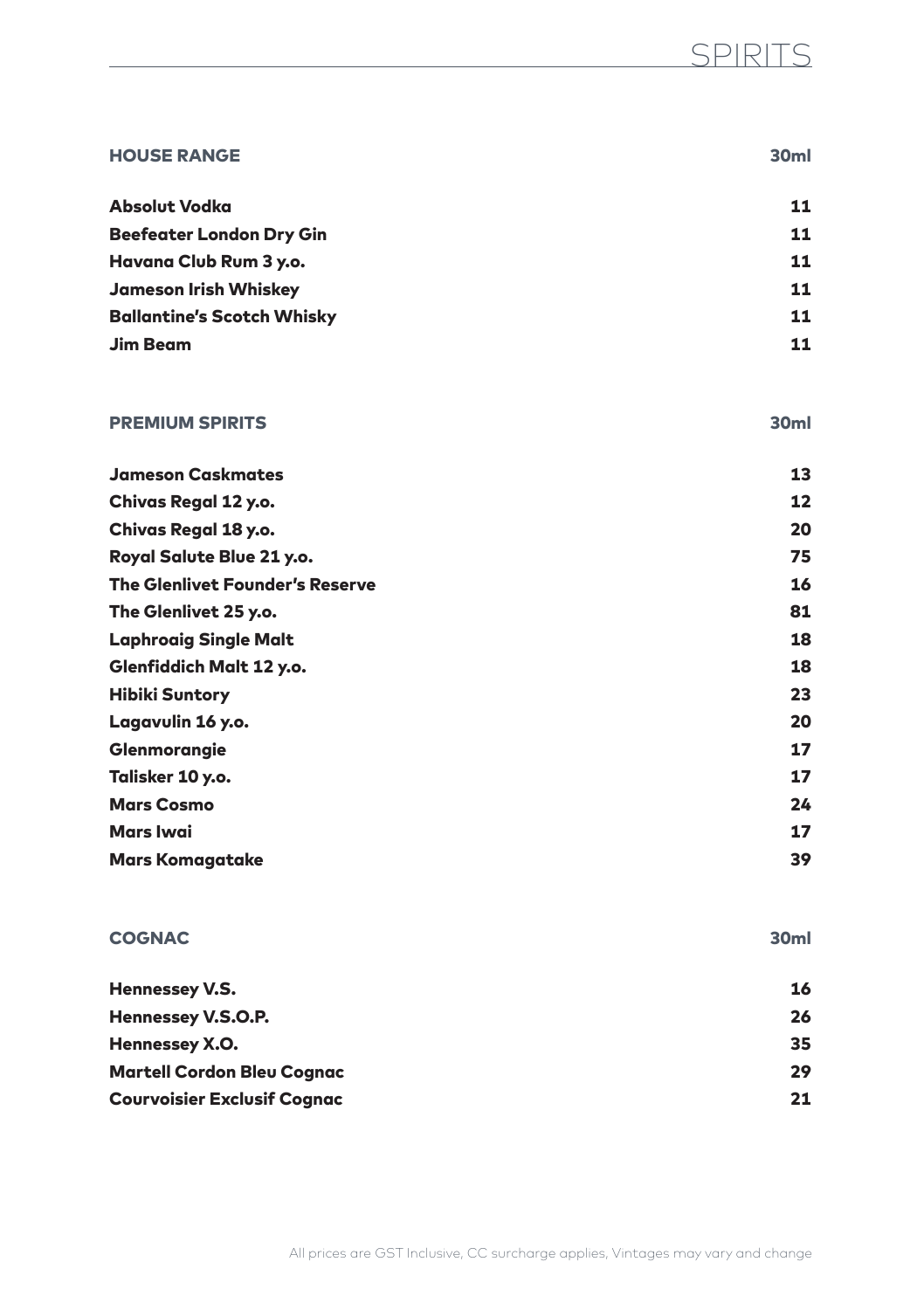# SPIRITS

| HOUSE RANGE | 30ml |
|---|---|
| Absolut Vodka | 11 |
| Beefeater London Dry Gin | 11 |
| Havana Club Rum 3 y.o. | 11 |
| Jameson Irish Whiskey | 11 |
| Ballantine's Scotch Whisky | 11 |
| Jim Beam | 11 |

| PREMIUM SPIRITS | 30ml |
|---|---|
| Jameson Caskmates | 13 |
| Chivas Regal 12 y.o. | 12 |
| Chivas Regal 18 y.o. | 20 |
| Royal Salute Blue 21 y.o. | 75 |
| The Glenlivet Founder's Reserve | 16 |
| The Glenlivet 25 y.o. | 81 |
| Laphroaig Single Malt | 18 |
| Glenfiddich Malt 12 y.o. | 18 |
| Hibiki Suntory | 23 |
| Lagavulin 16 y.o. | 20 |
| Glenmorangie | 17 |
| Talisker 10 y.o. | 17 |
| Mars Cosmo | 24 |
| Mars Iwai | 17 |
| Mars Komagatake | 39 |

| COGNAC | 30ml |
|---|---|
| Hennessey V.S. | 16 |
| Hennessey V.S.O.P. | 26 |
| Hennessey X.O. | 35 |
| Martell Cordon Bleu Cognac | 29 |
| Courvoisier Exclusif Cognac | 21 |

All prices are GST Inclusive, CC surcharge applies, Vintages may vary and change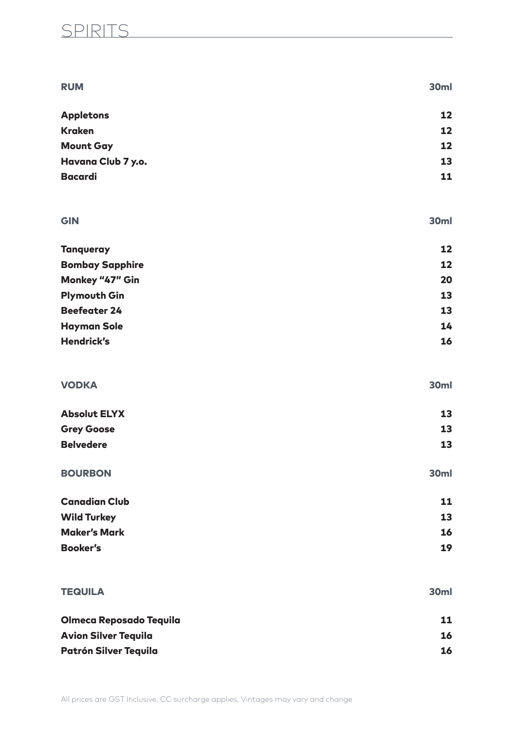# SPIRITS

| RUM | 30ml |
| --- | --- |
| **Appletons** | **12** |
| **Kraken** | **12** |
| **Mount Gay** | **12** |
| **Havana Club 7 y.o.** | **13** |
| **Bacardi** | **11** |

| GIN | 30ml |
| --- | --- |
| **Tanqueray** | **12** |
| **Bombay Sapphire** | **12** |
| **Monkey "47" Gin** | **20** |
| **Plymouth Gin** | **13** |
| **Beefeater 24** | **13** |
| **Hayman Sole** | **14** |
| **Hendrick's** | **16** |

| VODKA | 30ml |
| --- | --- |
| **Absolut ELYX** | **13** |
| **Grey Goose** | **13** |
| **Belvedere** | **13** |

| BOURBON | 30ml |
| --- | --- |
| **Canadian Club** | **11** |
| **Wild Turkey** | **13** |
| **Maker's Mark** | **16** |
| **Booker's** | **19** |

| TEQUILA | 30ml |
| --- | --- |
| **Olmeca Reposado Tequila** | **11** |
| **Avion Silver Tequila** | **16** |
| **Patrón Silver Tequila** | **16** |

All prices are GST Inclusive, CC surcharge applies, Vintages may vary and change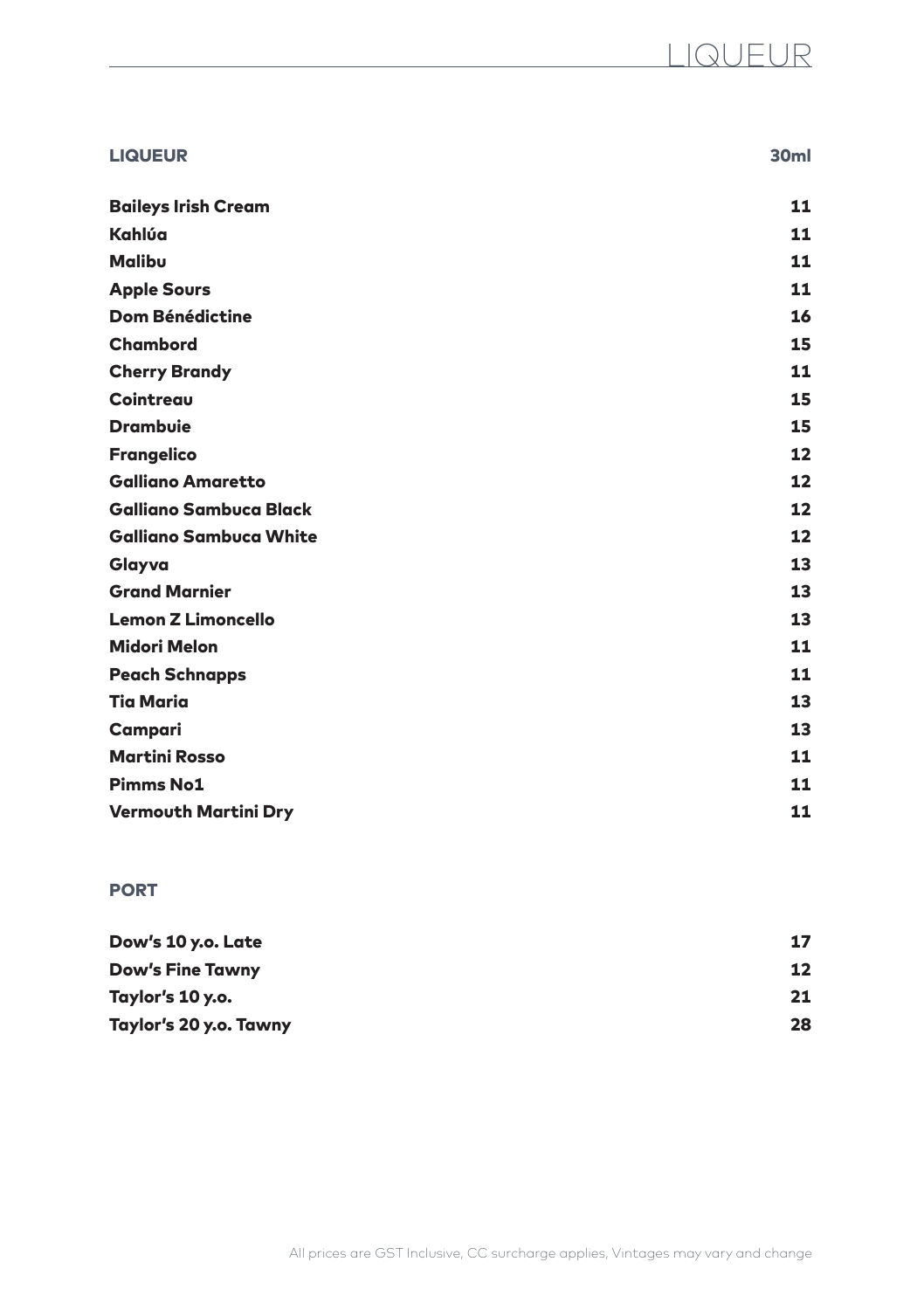# LIQUEUR

| LIQUEUR | 30ml |
|---|---|
| Baileys Irish Cream | 11 |
| Kahlúa | 11 |
| Malibu | 11 |
| Apple Sours | 11 |
| Dom Bénédictine | 16 |
| Chambord | 15 |
| Cherry Brandy | 11 |
| Cointreau | 15 |
| Drambuie | 15 |
| Frangelico | 12 |
| Galliano Amaretto | 12 |
| Galliano Sambuca Black | 12 |
| Galliano Sambuca White | 12 |
| Glayva | 13 |
| Grand Marnier | 13 |
| Lemon Z Limoncello | 13 |
| Midori Melon | 11 |
| Peach Schnapps | 11 |
| Tia Maria | 13 |
| Campari | 13 |
| Martini Rosso | 11 |
| Pimms No1 | 11 |
| Vermouth Martini Dry | 11 |

| PORT | |
|---|---|
| Dow's 10 y.o. Late | 17 |
| Dow's Fine Tawny | 12 |
| Taylor's 10 y.o. | 21 |
| Taylor's 20 y.o. Tawny | 28 |

All prices are GST Inclusive, CC surcharge applies, Vintages may vary and change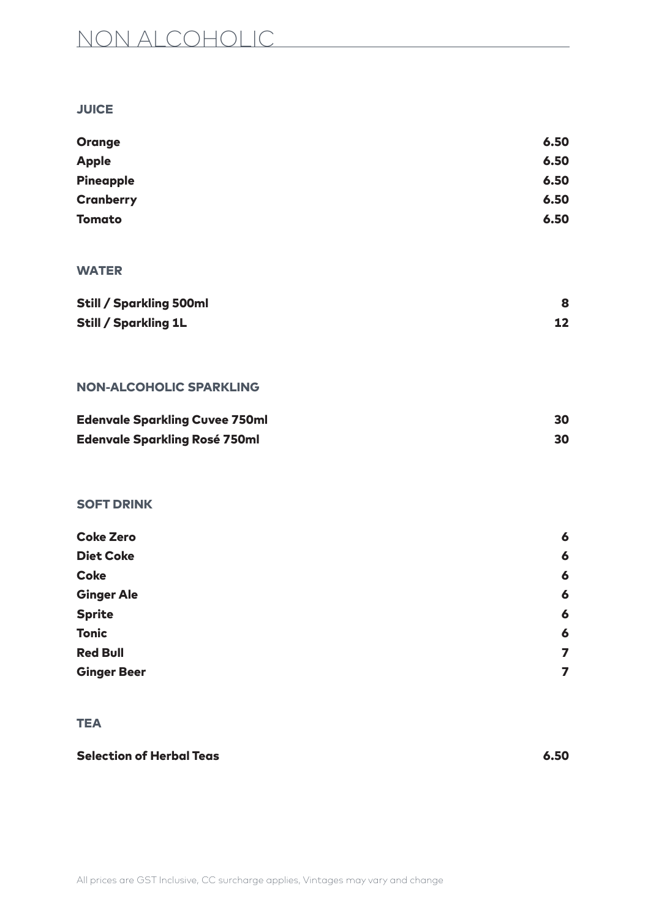# NON ALCOHOLIC

## JUICE

| | |
|---|---|
| **Orange** | **6.50** |
| **Apple** | **6.50** |
| **Pineapple** | **6.50** |
| **Cranberry** | **6.50** |
| **Tomato** | **6.50** |

## WATER

| | |
|---|---|
| **Still / Sparkling 500ml** | **8** |
| **Still / Sparkling 1L** | **12** |

## NON-ALCOHOLIC SPARKLING

| | |
|---|---|
| **Edenvale Sparkling Cuvee 750ml** | **30** |
| **Edenvale Sparkling Rosé 750ml** | **30** |

## SOFT DRINK

| | |
|---|---|
| **Coke Zero** | **6** |
| **Diet Coke** | **6** |
| **Coke** | **6** |
| **Ginger Ale** | **6** |
| **Sprite** | **6** |
| **Tonic** | **6** |
| **Red Bull** | **7** |
| **Ginger Beer** | **7** |

## TEA

| | |
|---|---|
| **Selection of Herbal Teas** | **6.50** |

All prices are GST Inclusive, CC surcharge applies, Vintages may vary and change